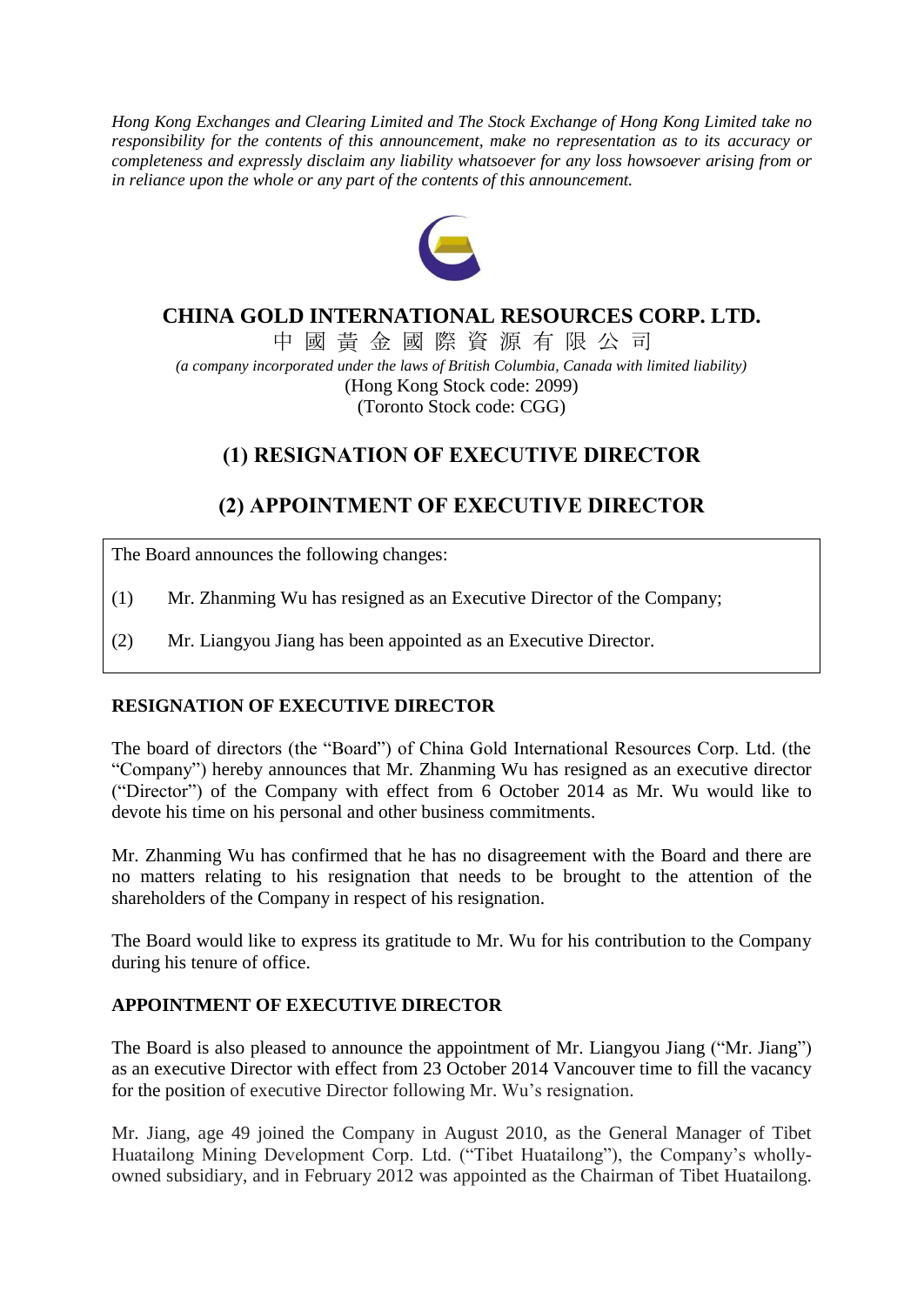*Hong Kong Exchanges and Clearing Limited and The Stock Exchange of Hong Kong Limited take no responsibility for the contents of this announcement, make no representation as to its accuracy or completeness and expressly disclaim any liability whatsoever for any loss howsoever arising from or in reliance upon the whole or any part of the contents of this announcement.*

# CHINA GOLD INTERNATIONAL RESOURCES CORP. LTD.

中 國 黃 金 國 際 資 源 有 限 公 司

*(a company incorporated under the laws of British Columbia, Canada with limited liability)*

(Hong Kong Stock code: 2099)

(Toronto Stock code: CGG)

# (1) RESIGNATION OF EXECUTIVE DIRECTOR

# (2) APPOINTMENT OF EXECUTIVE DIRECTOR

The Board announces the following changes:

(1) Mr. Zhanming Wu has resigned as an Executive Director of the Company;

(2) Mr. Liangyou Jiang has been appointed as an Executive Director.

## RESIGNATION OF EXECUTIVE DIRECTOR

The board of directors (the "Board") of China Gold International Resources Corp. Ltd. (the "Company") hereby announces that Mr. Zhanming Wu has resigned as an executive director ("Director") of the Company with effect from 6 October 2014 as Mr. Wu would like to devote his time on his personal and other business commitments.

Mr. Zhanming Wu has confirmed that he has no disagreement with the Board and there are no matters relating to his resignation that needs to be brought to the attention of the shareholders of the Company in respect of his resignation.

The Board would like to express its gratitude to Mr. Wu for his contribution to the Company during his tenure of office.

## APPOINTMENT OF EXECUTIVE DIRECTOR

The Board is also pleased to announce the appointment of Mr. Liangyou Jiang ("Mr. Jiang") as an executive Director with effect from 23 October 2014 Vancouver time to fill the vacancy for the position of executive Director following Mr. Wu's resignation.

Mr. Jiang, age 49 joined the Company in August 2010, as the General Manager of Tibet Huatailong Mining Development Corp. Ltd. ("Tibet Huatailong"), the Company's wholly-owned subsidiary, and in February 2012 was appointed as the Chairman of Tibet Huatailong.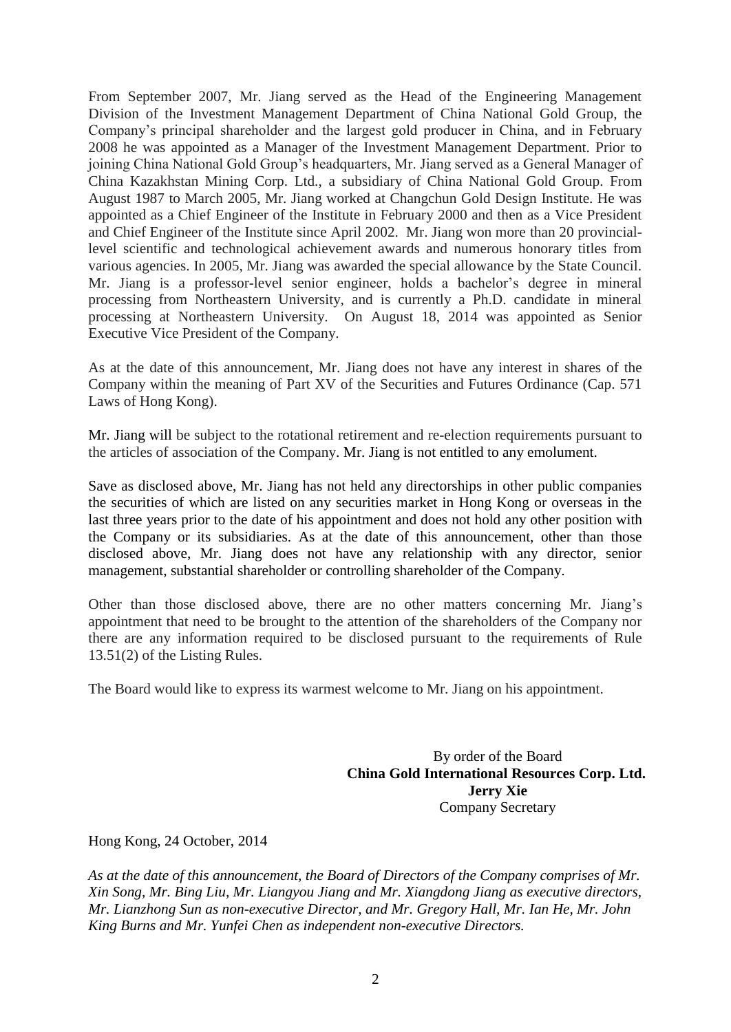From September 2007, Mr. Jiang served as the Head of the Engineering Management Division of the Investment Management Department of China National Gold Group, the Company's principal shareholder and the largest gold producer in China, and in February 2008 he was appointed as a Manager of the Investment Management Department. Prior to joining China National Gold Group's headquarters, Mr. Jiang served as a General Manager of China Kazakhstan Mining Corp. Ltd., a subsidiary of China National Gold Group. From August 1987 to March 2005, Mr. Jiang worked at Changchun Gold Design Institute. He was appointed as a Chief Engineer of the Institute in February 2000 and then as a Vice President and Chief Engineer of the Institute since April 2002. Mr. Jiang won more than 20 provincial-level scientific and technological achievement awards and numerous honorary titles from various agencies. In 2005, Mr. Jiang was awarded the special allowance by the State Council. Mr. Jiang is a professor-level senior engineer, holds a bachelor's degree in mineral processing from Northeastern University, and is currently a Ph.D. candidate in mineral processing at Northeastern University. On August 18, 2014 was appointed as Senior Executive Vice President of the Company.

As at the date of this announcement, Mr. Jiang does not have any interest in shares of the Company within the meaning of Part XV of the Securities and Futures Ordinance (Cap. 571 Laws of Hong Kong).

Mr. Jiang will be subject to the rotational retirement and re-election requirements pursuant to the articles of association of the Company. Mr. Jiang is not entitled to any emolument.

Save as disclosed above, Mr. Jiang has not held any directorships in other public companies the securities of which are listed on any securities market in Hong Kong or overseas in the last three years prior to the date of his appointment and does not hold any other position with the Company or its subsidiaries. As at the date of this announcement, other than those disclosed above, Mr. Jiang does not have any relationship with any director, senior management, substantial shareholder or controlling shareholder of the Company.

Other than those disclosed above, there are no other matters concerning Mr. Jiang's appointment that need to be brought to the attention of the shareholders of the Company nor there are any information required to be disclosed pursuant to the requirements of Rule 13.51(2) of the Listing Rules.

The Board would like to express its warmest welcome to Mr. Jiang on his appointment.

By order of the Board
**China Gold International Resources Corp. Ltd.**
**Jerry Xie**
Company Secretary

Hong Kong, 24 October, 2014

*As at the date of this announcement, the Board of Directors of the Company comprises of Mr. Xin Song, Mr. Bing Liu, Mr. Liangyou Jiang and Mr. Xiangdong Jiang as executive directors, Mr. Lianzhong Sun as non-executive Director, and Mr. Gregory Hall, Mr. Ian He, Mr. John King Burns and Mr. Yunfei Chen as independent non-executive Directors.*